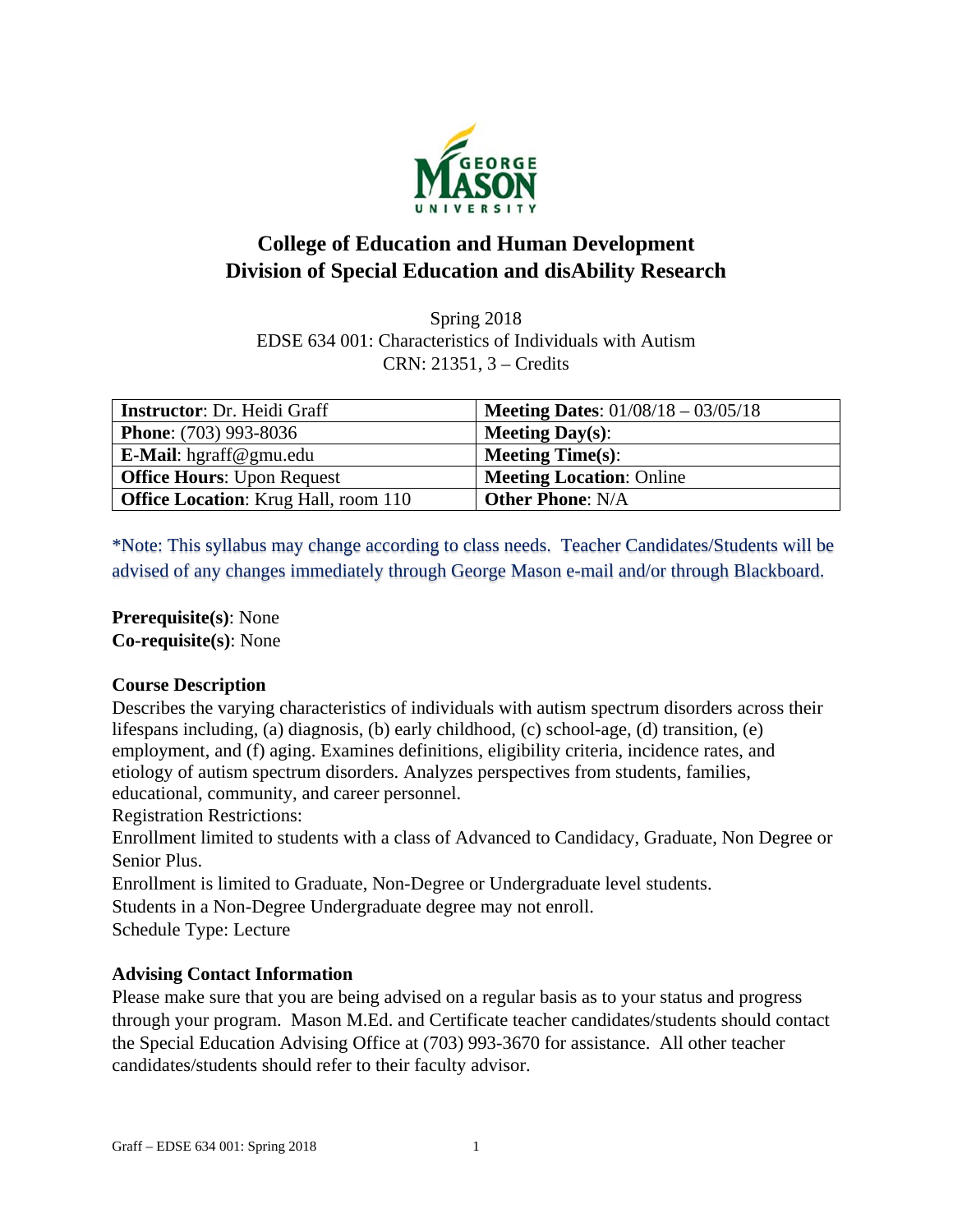# College of Education and Human Development
# Division of Special Education and disAbility Research

Spring 2018
EDSE 634 001: Characteristics of Individuals with Autism
CRN: 21351, 3 – Credits

| **Instructor**: Dr. Heidi Graff | **Meeting Dates**: 01/08/18 – 03/05/18 |
|---|---|
| **Phone**: (703) 993-8036 | **Meeting Day(s)**: |
| **E-Mail**: hgraff@gmu.edu | **Meeting Time(s)**: |
| **Office Hours**: Upon Request | **Meeting Location**: Online |
| **Office Location**: Krug Hall, room 110 | **Other Phone**: N/A |

*Note: This syllabus may change according to class needs. Teacher Candidates/Students will be advised of any changes immediately through George Mason e-mail and/or through Blackboard.

**Prerequisite(s)**: None
**Co-requisite(s)**: None

**Course Description**
Describes the varying characteristics of individuals with autism spectrum disorders across their lifespans including, (a) diagnosis, (b) early childhood, (c) school-age, (d) transition, (e) employment, and (f) aging. Examines definitions, eligibility criteria, incidence rates, and etiology of autism spectrum disorders. Analyzes perspectives from students, families, educational, community, and career personnel.
Registration Restrictions:
Enrollment limited to students with a class of Advanced to Candidacy, Graduate, Non Degree or Senior Plus.
Enrollment is limited to Graduate, Non-Degree or Undergraduate level students.
Students in a Non-Degree Undergraduate degree may not enroll.
Schedule Type: Lecture

**Advising Contact Information**
Please make sure that you are being advised on a regular basis as to your status and progress through your program. Mason M.Ed. and Certificate teacher candidates/students should contact the Special Education Advising Office at (703) 993-3670 for assistance. All other teacher candidates/students should refer to their faculty advisor.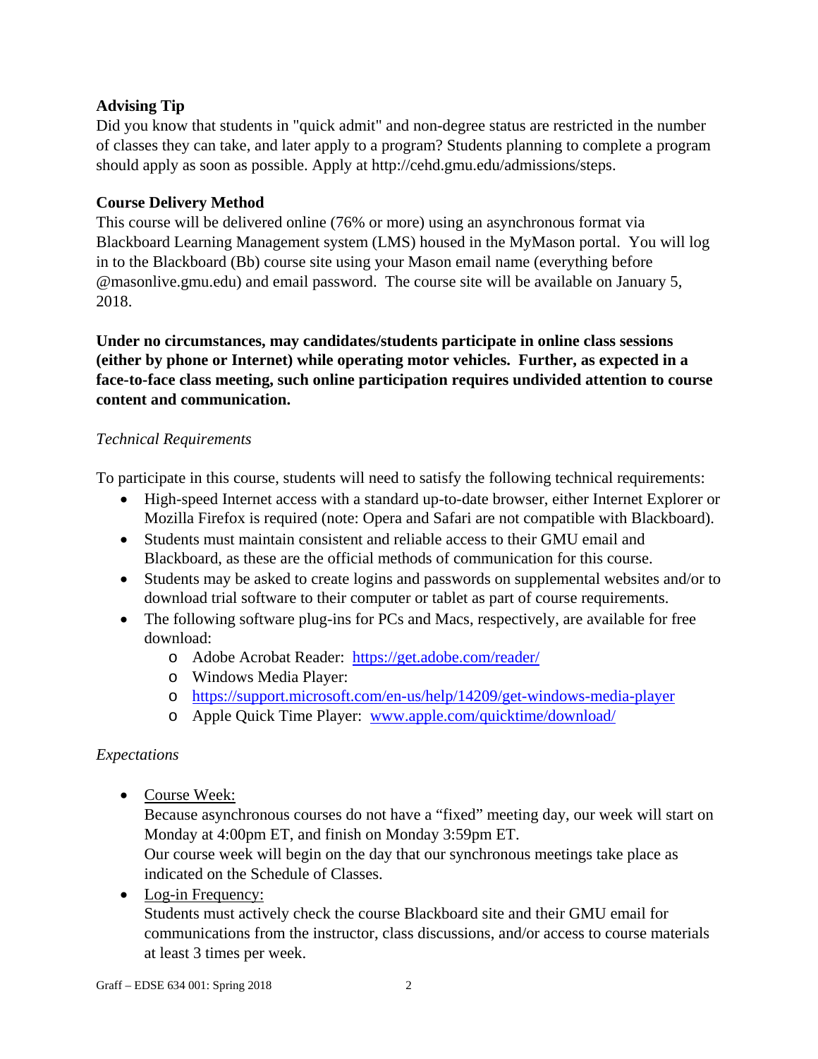**Advising Tip**

Did you know that students in "quick admit" and non-degree status are restricted in the number of classes they can take, and later apply to a program? Students planning to complete a program should apply as soon as possible. Apply at http://cehd.gmu.edu/admissions/steps.

**Course Delivery Method**

This course will be delivered online (76% or more) using an asynchronous format via Blackboard Learning Management system (LMS) housed in the MyMason portal. You will log in to the Blackboard (Bb) course site using your Mason email name (everything before @masonlive.gmu.edu) and email password. The course site will be available on January 5, 2018.

**Under no circumstances, may candidates/students participate in online class sessions (either by phone or Internet) while operating motor vehicles. Further, as expected in a face-to-face class meeting, such online participation requires undivided attention to course content and communication.**

*Technical Requirements*

To participate in this course, students will need to satisfy the following technical requirements:

- High-speed Internet access with a standard up-to-date browser, either Internet Explorer or Mozilla Firefox is required (note: Opera and Safari are not compatible with Blackboard).
- Students must maintain consistent and reliable access to their GMU email and Blackboard, as these are the official methods of communication for this course.
- Students may be asked to create logins and passwords on supplemental websites and/or to download trial software to their computer or tablet as part of course requirements.
- The following software plug-ins for PCs and Macs, respectively, are available for free download:
    - Adobe Acrobat Reader: https://get.adobe.com/reader/
    - Windows Media Player:
    - https://support.microsoft.com/en-us/help/14209/get-windows-media-player
    - Apple Quick Time Player: www.apple.com/quicktime/download/

*Expectations*

- Course Week:
  Because asynchronous courses do not have a "fixed" meeting day, our week will start on Monday at 4:00pm ET, and finish on Monday 3:59pm ET.
  Our course week will begin on the day that our synchronous meetings take place as indicated on the Schedule of Classes.
- Log-in Frequency:
  Students must actively check the course Blackboard site and their GMU email for communications from the instructor, class discussions, and/or access to course materials at least 3 times per week.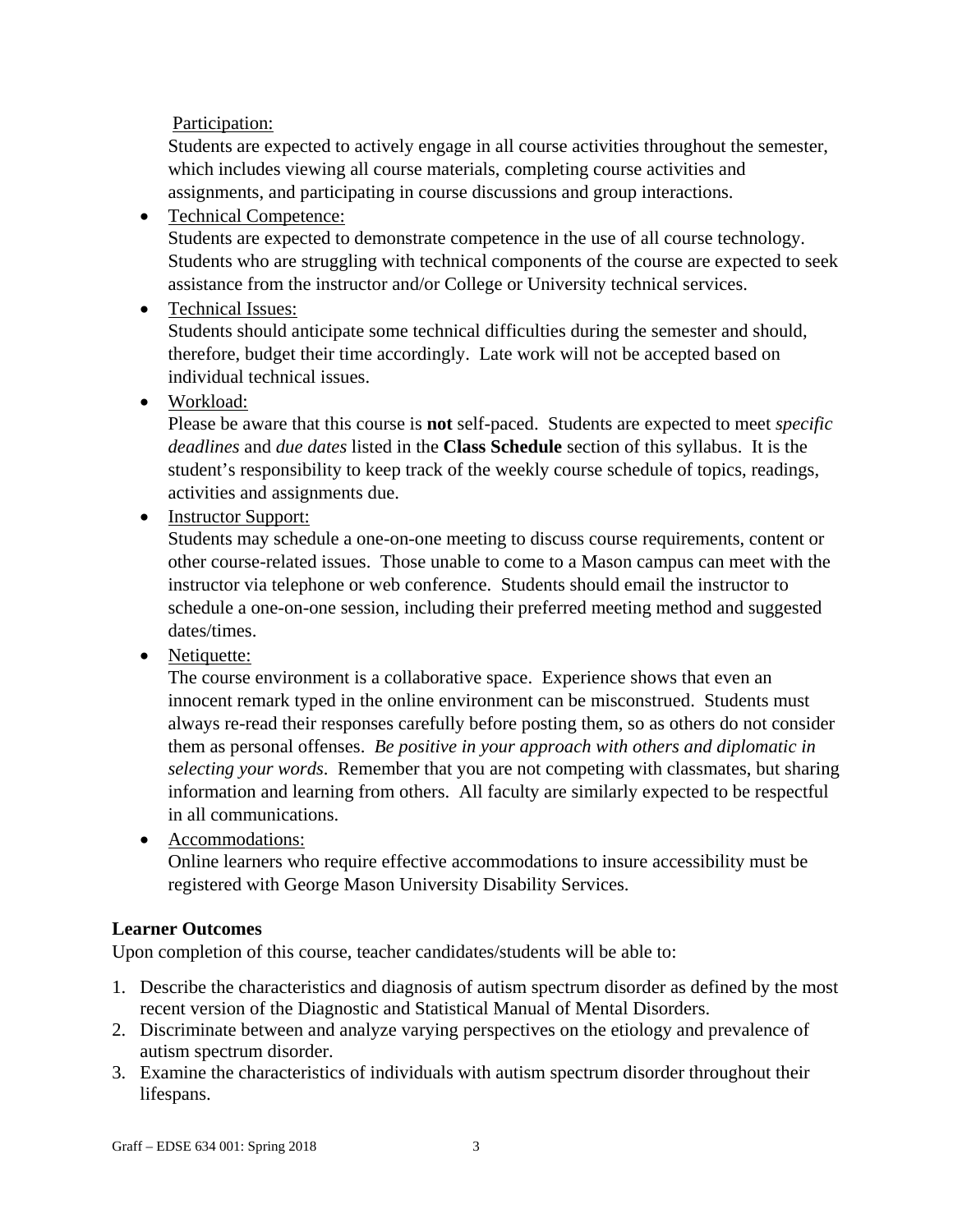- Participation:
  Students are expected to actively engage in all course activities throughout the semester, which includes viewing all course materials, completing course activities and assignments, and participating in course discussions and group interactions.
- Technical Competence:
  Students are expected to demonstrate competence in the use of all course technology. Students who are struggling with technical components of the course are expected to seek assistance from the instructor and/or College or University technical services.
- Technical Issues:
  Students should anticipate some technical difficulties during the semester and should, therefore, budget their time accordingly. Late work will not be accepted based on individual technical issues.
- Workload:
  Please be aware that this course is **not** self-paced. Students are expected to meet *specific deadlines* and *due dates* listed in the **Class Schedule** section of this syllabus. It is the student's responsibility to keep track of the weekly course schedule of topics, readings, activities and assignments due.
- Instructor Support:
  Students may schedule a one-on-one meeting to discuss course requirements, content or other course-related issues. Those unable to come to a Mason campus can meet with the instructor via telephone or web conference. Students should email the instructor to schedule a one-on-one session, including their preferred meeting method and suggested dates/times.
- Netiquette:
  The course environment is a collaborative space. Experience shows that even an innocent remark typed in the online environment can be misconstrued. Students must always re-read their responses carefully before posting them, so as others do not consider them as personal offenses. *Be positive in your approach with others and diplomatic in selecting your words*. Remember that you are not competing with classmates, but sharing information and learning from others. All faculty are similarly expected to be respectful in all communications.
- Accommodations:
  Online learners who require effective accommodations to insure accessibility must be registered with George Mason University Disability Services.

**Learner Outcomes**

Upon completion of this course, teacher candidates/students will be able to:

1. Describe the characteristics and diagnosis of autism spectrum disorder as defined by the most recent version of the Diagnostic and Statistical Manual of Mental Disorders.
2. Discriminate between and analyze varying perspectives on the etiology and prevalence of autism spectrum disorder.
3. Examine the characteristics of individuals with autism spectrum disorder throughout their lifespans.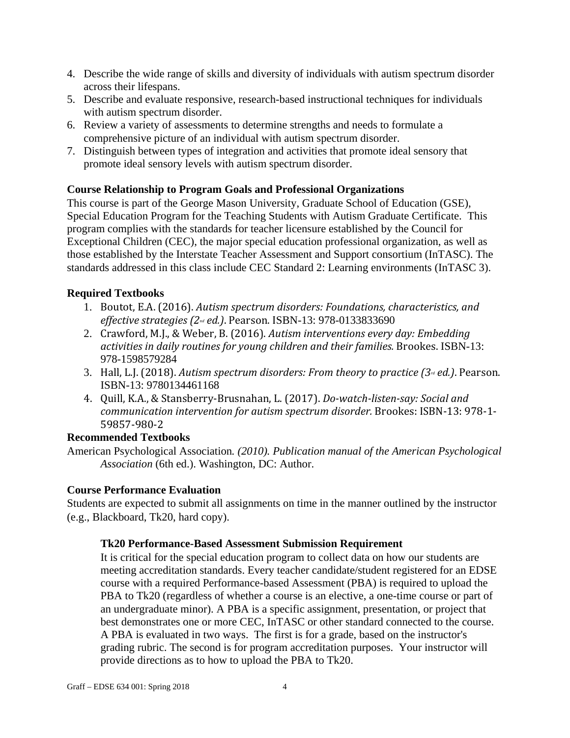4. Describe the wide range of skills and diversity of individuals with autism spectrum disorder across their lifespans.
5. Describe and evaluate responsive, research-based instructional techniques for individuals with autism spectrum disorder.
6. Review a variety of assessments to determine strengths and needs to formulate a comprehensive picture of an individual with autism spectrum disorder.
7. Distinguish between types of integration and activities that promote ideal sensory that promote ideal sensory levels with autism spectrum disorder.

**Course Relationship to Program Goals and Professional Organizations**

This course is part of the George Mason University, Graduate School of Education (GSE), Special Education Program for the Teaching Students with Autism Graduate Certificate. This program complies with the standards for teacher licensure established by the Council for Exceptional Children (CEC), the major special education professional organization, as well as those established by the Interstate Teacher Assessment and Support consortium (InTASC). The standards addressed in this class include CEC Standard 2: Learning environments (InTASC 3).

**Required Textbooks**

1. Boutot, E.A. (2016). *Autism spectrum disorders: Foundations, characteristics, and effective strategies (2nd ed.)*. Pearson. ISBN-13: 978-0133833690
2. Crawford, M.J., & Weber, B. (2016). *Autism interventions every day: Embedding activities in daily routines for young children and their families.* Brookes. ISBN-13: 978-1598579284
3. Hall, L.J. (2018). *Autism spectrum disorders: From theory to practice (3rd ed.)*. Pearson. ISBN-13: 9780134461168
4. Quill, K.A., & Stansberry-Brusnahan, L. (2017). *Do-watch-listen-say: Social and communication intervention for autism spectrum disorder.* Brookes: ISBN-13: 978-1-59857-980-2

**Recommended Textbooks**

American Psychological Association*. (2010). Publication manual of the American Psychological Association* (6th ed.). Washington, DC: Author.

**Course Performance Evaluation**

Students are expected to submit all assignments on time in the manner outlined by the instructor (e.g., Blackboard, Tk20, hard copy).

**Tk20 Performance-Based Assessment Submission Requirement**

It is critical for the special education program to collect data on how our students are meeting accreditation standards. Every teacher candidate/student registered for an EDSE course with a required Performance-based Assessment (PBA) is required to upload the PBA to Tk20 (regardless of whether a course is an elective, a one-time course or part of an undergraduate minor). A PBA is a specific assignment, presentation, or project that best demonstrates one or more CEC, InTASC or other standard connected to the course. A PBA is evaluated in two ways. The first is for a grade, based on the instructor's grading rubric. The second is for program accreditation purposes. Your instructor will provide directions as to how to upload the PBA to Tk20.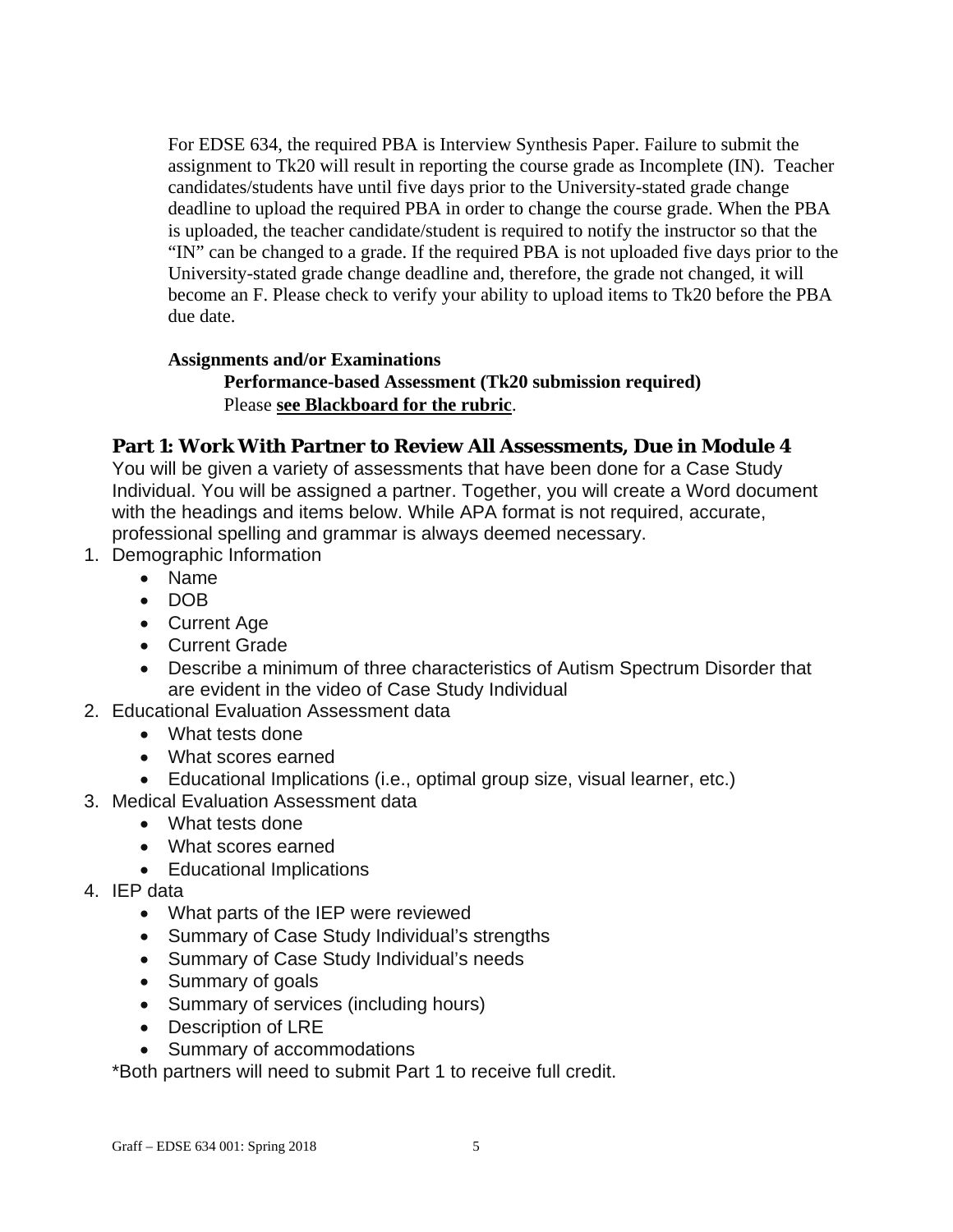For EDSE 634, the required PBA is Interview Synthesis Paper. Failure to submit the assignment to Tk20 will result in reporting the course grade as Incomplete (IN). Teacher candidates/students have until five days prior to the University-stated grade change deadline to upload the required PBA in order to change the course grade. When the PBA is uploaded, the teacher candidate/student is required to notify the instructor so that the "IN" can be changed to a grade. If the required PBA is not uploaded five days prior to the University-stated grade change deadline and, therefore, the grade not changed, it will become an F. Please check to verify your ability to upload items to Tk20 before the PBA due date.

**Assignments and/or Examinations**

**Performance-based Assessment (Tk20 submission required)**
Please **see Blackboard for the rubric**.

### Part 1: Work With Partner to Review All Assessments, Due in Module 4

You will be given a variety of assessments that have been done for a Case Study Individual. You will be assigned a partner. Together, you will create a Word document with the headings and items below. While APA format is not required, accurate, professional spelling and grammar is always deemed necessary.

1. Demographic Information
   - Name
   - DOB
   - Current Age
   - Current Grade
   - Describe a minimum of three characteristics of Autism Spectrum Disorder that are evident in the video of Case Study Individual
2. Educational Evaluation Assessment data
   - What tests done
   - What scores earned
   - Educational Implications (i.e., optimal group size, visual learner, etc.)
3. Medical Evaluation Assessment data
   - What tests done
   - What scores earned
   - Educational Implications
4. IEP data
   - What parts of the IEP were reviewed
   - Summary of Case Study Individual's strengths
   - Summary of Case Study Individual's needs
   - Summary of goals
   - Summary of services (including hours)
   - Description of LRE
   - Summary of accommodations

*Both partners will need to submit Part 1 to receive full credit.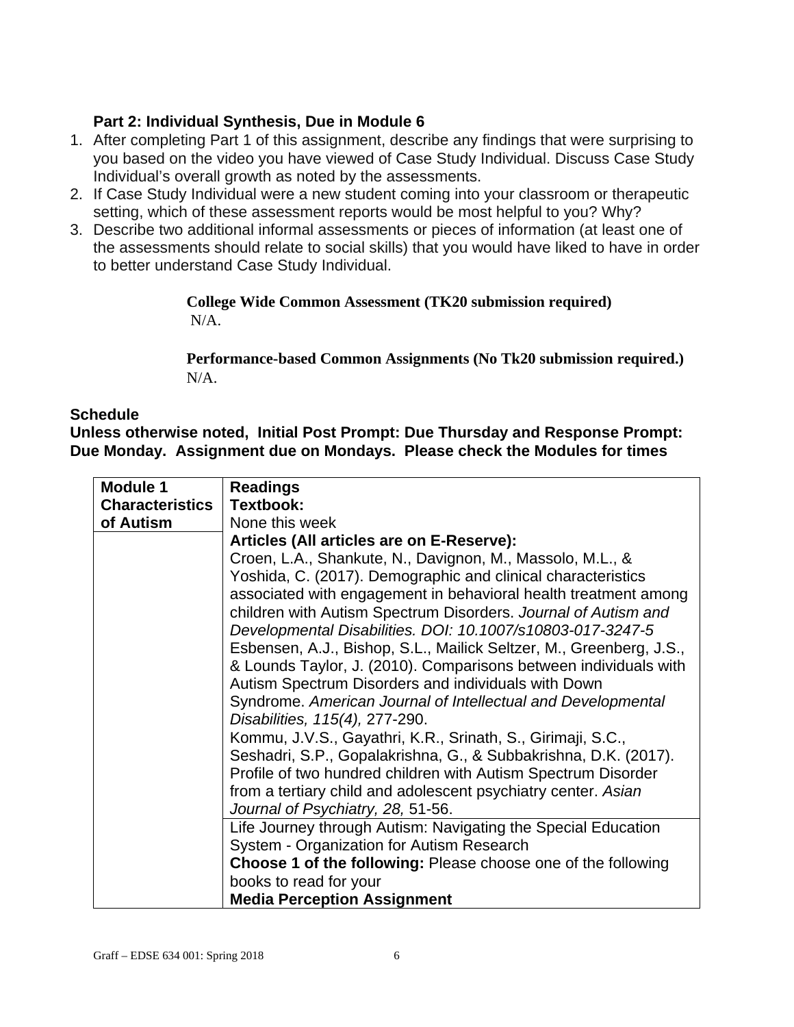**Part 2: Individual Synthesis, Due in Module 6**

1. After completing Part 1 of this assignment, describe any findings that were surprising to you based on the video you have viewed of Case Study Individual. Discuss Case Study Individual's overall growth as noted by the assessments.
2. If Case Study Individual were a new student coming into your classroom or therapeutic setting, which of these assessment reports would be most helpful to you? Why?
3. Describe two additional informal assessments or pieces of information (at least one of the assessments should relate to social skills) that you would have liked to have in order to better understand Case Study Individual.

**College Wide Common Assessment (TK20 submission required)**
N/A.

**Performance-based Common Assignments (No Tk20 submission required.)**
N/A.

**Schedule**

**Unless otherwise noted, Initial Post Prompt: Due Thursday and Response Prompt: Due Monday. Assignment due on Mondays. Please check the Modules for times**

| **Module 1 Characteristics of Autism** | **Readings**<br>**Textbook:**<br>None this week |
|---|---|
| | **Articles (All articles are on E-Reserve):**<br>Croen, L.A., Shankute, N., Davignon, M., Massolo, M.L., & Yoshida, C. (2017). Demographic and clinical characteristics associated with engagement in behavioral health treatment among children with Autism Spectrum Disorders. *Journal of Autism and Developmental Disabilities. DOI: 10.1007/s10803-017-3247-5*<br>Esbensen, A.J., Bishop, S.L., Mailick Seltzer, M., Greenberg, J.S., & Lounds Taylor, J. (2010). Comparisons between individuals with Autism Spectrum Disorders and individuals with Down Syndrome. *American Journal of Intellectual and Developmental Disabilities, 115(4),* 277-290.<br>Kommu, J.V.S., Gayathri, K.R., Srinath, S., Girimaji, S.C., Seshadri, S.P., Gopalakrishna, G., & Subbakrishna, D.K. (2017). Profile of two hundred children with Autism Spectrum Disorder from a tertiary child and adolescent psychiatry center. *Asian Journal of Psychiatry, 28,* 51-56. |
| | Life Journey through Autism: Navigating the Special Education System - Organization for Autism Research<br>**Choose 1 of the following:** Please choose one of the following books to read for your<br>**Media Perception Assignment** |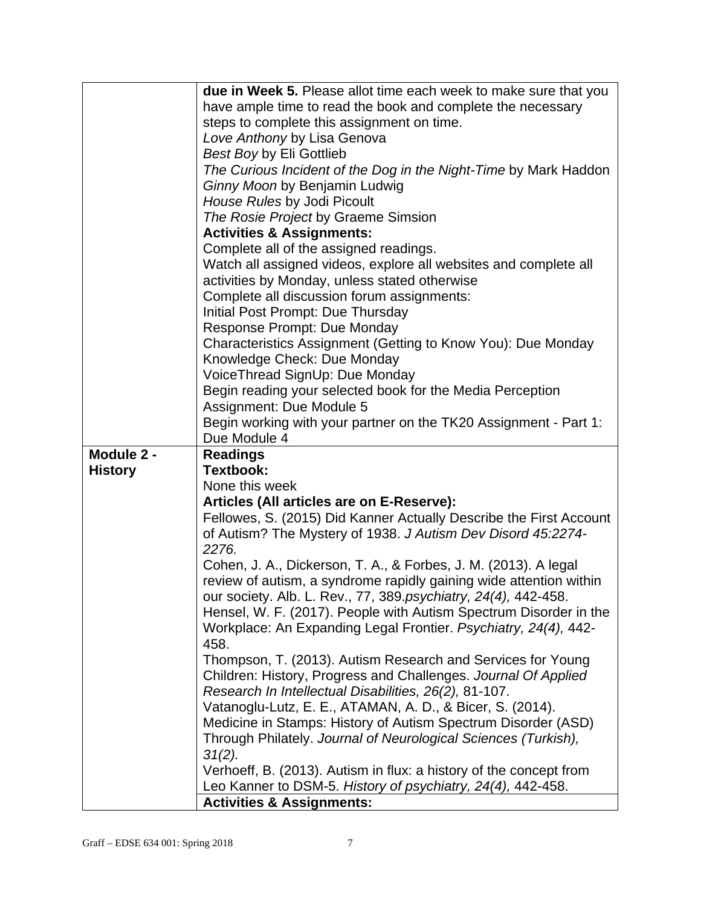| | |
|---|---|
| | **due in Week 5.** Please allot time each week to make sure that you have ample time to read the book and complete the necessary steps to complete this assignment on time.<br>*Love Anthony* by Lisa Genova<br>*Best Boy* by Eli Gottlieb<br>*The Curious Incident of the Dog in the Night-Time* by Mark Haddon<br>*Ginny Moon* by Benjamin Ludwig<br>*House Rules* by Jodi Picoult<br>*The Rosie Project* by Graeme Simsion<br>**Activities & Assignments:**<br>Complete all of the assigned readings.<br>Watch all assigned videos, explore all websites and complete all activities by Monday, unless stated otherwise<br>Complete all discussion forum assignments:<br>Initial Post Prompt: Due Thursday<br>Response Prompt: Due Monday<br>Characteristics Assignment (Getting to Know You): Due Monday<br>Knowledge Check: Due Monday<br>VoiceThread SignUp: Due Monday<br>Begin reading your selected book for the Media Perception Assignment: Due Module 5<br>Begin working with your partner on the TK20 Assignment - Part 1: Due Module 4 |
| **Module 2 - History** | **Readings**<br>**Textbook:**<br>None this week<br>**Articles (All articles are on E-Reserve):**<br>Fellowes, S. (2015) Did Kanner Actually Describe the First Account of Autism? The Mystery of 1938. *J Autism Dev Disord 45:2274-2276.*<br>Cohen, J. A., Dickerson, T. A., & Forbes, J. M. (2013). A legal review of autism, a syndrome rapidly gaining wide attention within our society. Alb. L. Rev., 77, 389.*psychiatry, 24(4),* 442-458.<br>Hensel, W. F. (2017). People with Autism Spectrum Disorder in the Workplace: An Expanding Legal Frontier. *Psychiatry, 24(4),* 442-458.<br>Thompson, T. (2013). Autism Research and Services for Young Children: History, Progress and Challenges. *Journal Of Applied Research In Intellectual Disabilities, 26(2),* 81-107.<br>Vatanoglu-Lutz, E. E., ATAMAN, A. D., & Bicer, S. (2014). Medicine in Stamps: History of Autism Spectrum Disorder (ASD) Through Philately. *Journal of Neurological Sciences (Turkish), 31(2).*<br>Verhoeff, B. (2013). Autism in flux: a history of the concept from Leo Kanner to DSM-5. *History of psychiatry, 24(4),* 442-458.<br>**Activities & Assignments:** |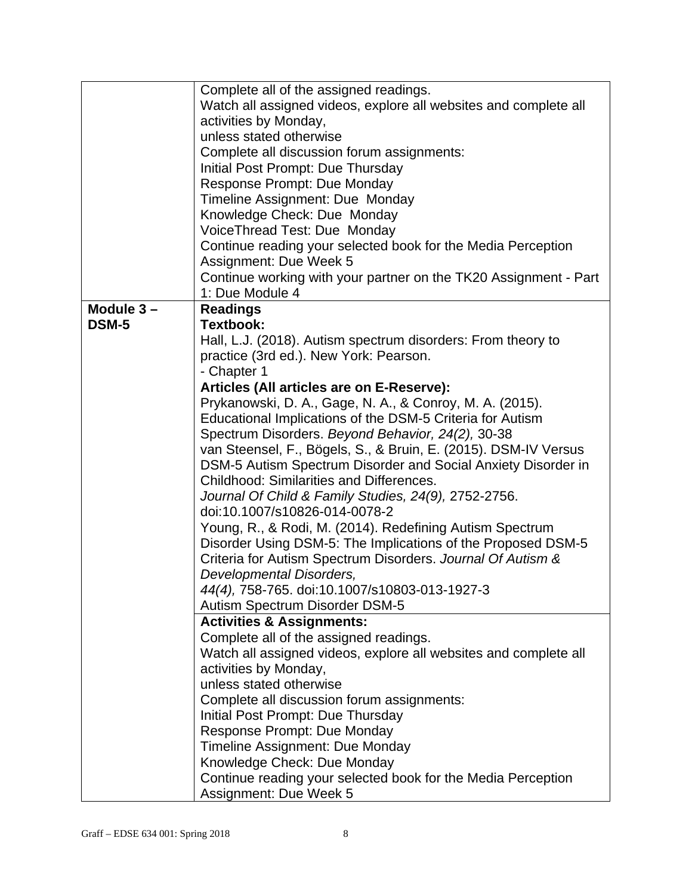| | |
|---|---|
| | Complete all of the assigned readings.<br>Watch all assigned videos, explore all websites and complete all activities by Monday,<br>unless stated otherwise<br>Complete all discussion forum assignments:<br>Initial Post Prompt: Due Thursday<br>Response Prompt: Due Monday<br>Timeline Assignment: Due Monday<br>Knowledge Check: Due Monday<br>VoiceThread Test: Due Monday<br>Continue reading your selected book for the Media Perception Assignment: Due Week 5<br>Continue working with your partner on the TK20 Assignment - Part 1: Due Module 4 |
| **Module 3 – DSM-5** | **Readings**<br>**Textbook:**<br>Hall, L.J. (2018). Autism spectrum disorders: From theory to practice (3rd ed.). New York: Pearson.<br>- Chapter 1<br>**Articles (All articles are on E-Reserve):**<br>Prykanowski, D. A., Gage, N. A., & Conroy, M. A. (2015). Educational Implications of the DSM-5 Criteria for Autism Spectrum Disorders. *Beyond Behavior, 24(2),* 30-38<br>van Steensel, F., Bögels, S., & Bruin, E. (2015). DSM-IV Versus DSM-5 Autism Spectrum Disorder and Social Anxiety Disorder in Childhood: Similarities and Differences.<br>*Journal Of Child & Family Studies, 24(9),* 2752-2756. doi:10.1007/s10826-014-0078-2<br>Young, R., & Rodi, M. (2014). Redefining Autism Spectrum Disorder Using DSM-5: The Implications of the Proposed DSM-5 Criteria for Autism Spectrum Disorders. *Journal Of Autism & Developmental Disorders,*<br>*44(4),* 758-765. doi:10.1007/s10803-013-1927-3<br>Autism Spectrum Disorder DSM-5 |
| | **Activities & Assignments:**<br>Complete all of the assigned readings.<br>Watch all assigned videos, explore all websites and complete all activities by Monday,<br>unless stated otherwise<br>Complete all discussion forum assignments:<br>Initial Post Prompt: Due Thursday<br>Response Prompt: Due Monday<br>Timeline Assignment: Due Monday<br>Knowledge Check: Due Monday<br>Continue reading your selected book for the Media Perception Assignment: Due Week 5 |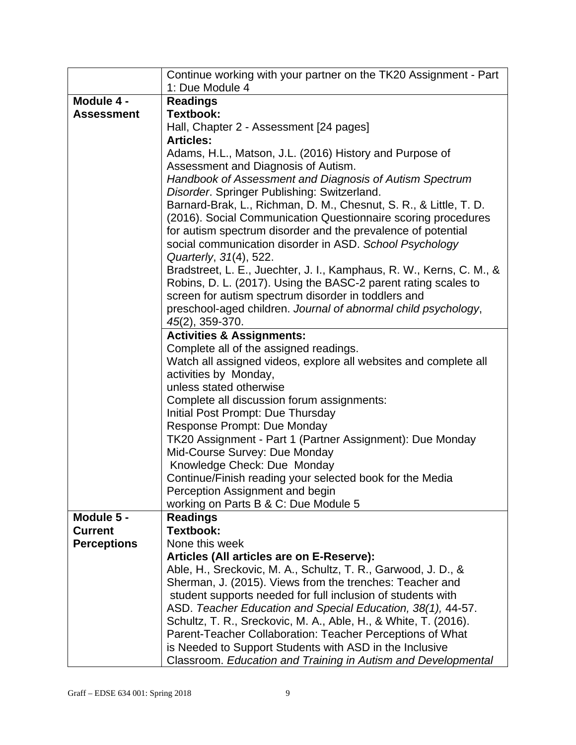| | |
|---|---|
| | Continue working with your partner on the TK20 Assignment - Part 1: Due Module 4 |
| **Module 4 - Assessment** | **Readings**<br>**Textbook:**<br>Hall, Chapter 2 - Assessment [24 pages]<br>**Articles:**<br>Adams, H.L., Matson, J.L. (2016) History and Purpose of Assessment and Diagnosis of Autism. *Handbook of Assessment and Diagnosis of Autism Spectrum Disorder*. Springer Publishing: Switzerland.<br>Barnard-Brak, L., Richman, D. M., Chesnut, S. R., & Little, T. D. (2016). Social Communication Questionnaire scoring procedures for autism spectrum disorder and the prevalence of potential social communication disorder in ASD. *School Psychology Quarterly*, *31*(4), 522.<br>Bradstreet, L. E., Juechter, J. I., Kamphaus, R. W., Kerns, C. M., & Robins, D. L. (2017). Using the BASC-2 parent rating scales to screen for autism spectrum disorder in toddlers and preschool-aged children. *Journal of abnormal child psychology*, *45*(2), 359-370. |
| | **Activities & Assignments:**<br>Complete all of the assigned readings.<br>Watch all assigned videos, explore all websites and complete all activities by Monday,<br>unless stated otherwise<br>Complete all discussion forum assignments:<br>Initial Post Prompt: Due Thursday<br>Response Prompt: Due Monday<br>TK20 Assignment - Part 1 (Partner Assignment): Due Monday<br>Mid-Course Survey: Due Monday<br>Knowledge Check: Due Monday<br>Continue/Finish reading your selected book for the Media Perception Assignment and begin<br>working on Parts B & C: Due Module 5 |
| **Module 5 - Current Perceptions** | **Readings**<br>**Textbook:**<br>None this week<br>**Articles (All articles are on E-Reserve):**<br>Able, H., Sreckovic, M. A., Schultz, T. R., Garwood, J. D., & Sherman, J. (2015). Views from the trenches: Teacher and student supports needed for full inclusion of students with ASD. *Teacher Education and Special Education, 38(1),* 44-57.<br>Schultz, T. R., Sreckovic, M. A., Able, H., & White, T. (2016). Parent-Teacher Collaboration: Teacher Perceptions of What is Needed to Support Students with ASD in the Inclusive Classroom. *Education and Training in Autism and Developmental* |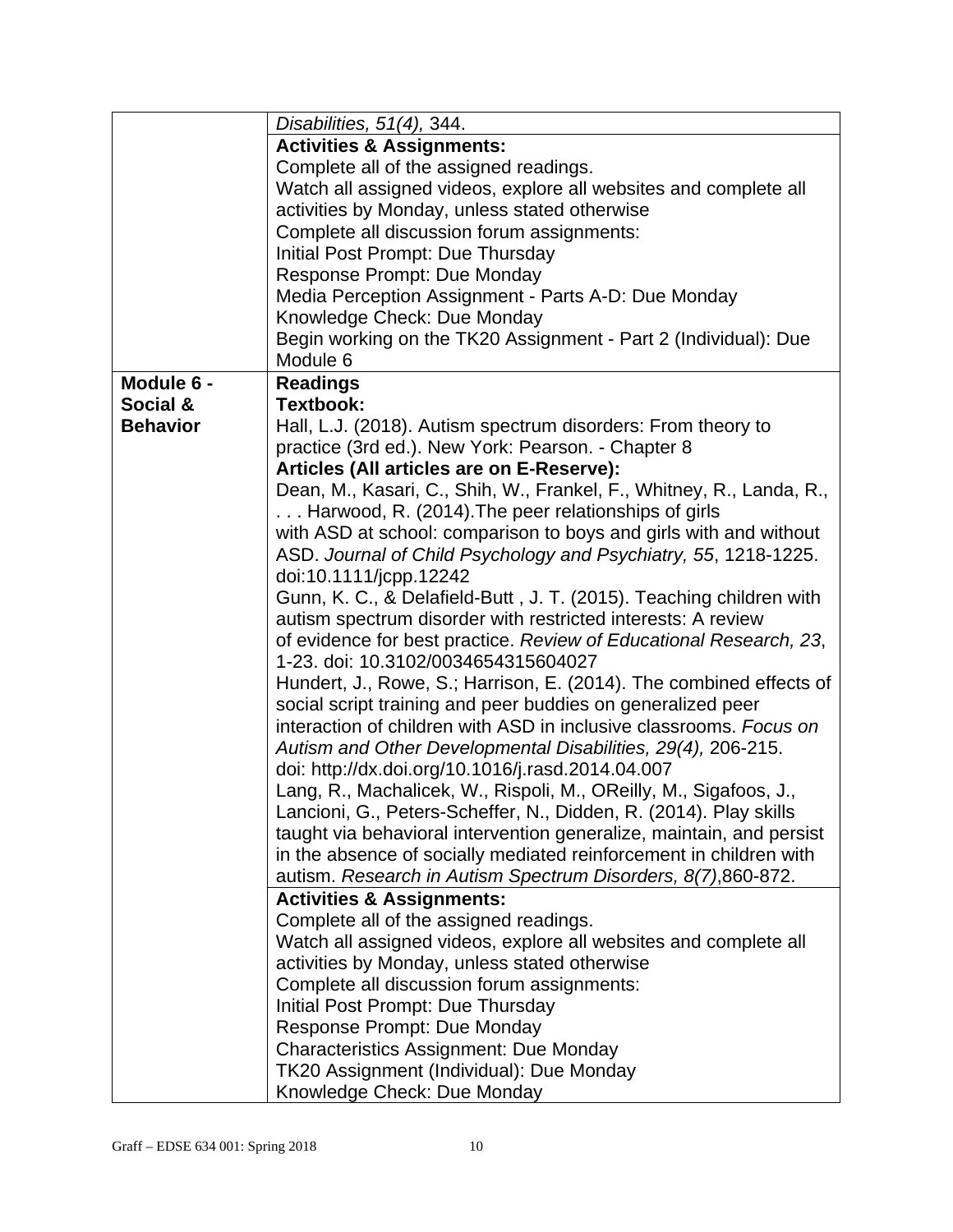| | |
|---|---|
| | *Disabilities, 51(4),* 344. |
| | **Activities & Assignments:**<br>Complete all of the assigned readings.<br>Watch all assigned videos, explore all websites and complete all activities by Monday, unless stated otherwise<br>Complete all discussion forum assignments:<br>Initial Post Prompt: Due Thursday<br>Response Prompt: Due Monday<br>Media Perception Assignment - Parts A-D: Due Monday<br>Knowledge Check: Due Monday<br>Begin working on the TK20 Assignment - Part 2 (Individual): Due Module 6 |
| **Module 6 - Social & Behavior** | **Readings**<br>**Textbook:**<br>Hall, L.J. (2018). Autism spectrum disorders: From theory to practice (3rd ed.). New York: Pearson. - Chapter 8<br>**Articles (All articles are on E-Reserve):**<br>Dean, M., Kasari, C., Shih, W., Frankel, F., Whitney, R., Landa, R., . . . Harwood, R. (2014).The peer relationships of girls with ASD at school: comparison to boys and girls with and without ASD. *Journal of Child Psychology and Psychiatry, 55*, 1218-1225. doi:10.1111/jcpp.12242<br>Gunn, K. C., & Delafield-Butt , J. T. (2015). Teaching children with autism spectrum disorder with restricted interests: A review of evidence for best practice. *Review of Educational Research, 23*, 1-23. doi: 10.3102/0034654315604027<br>Hundert, J., Rowe, S.; Harrison, E. (2014). The combined effects of social script training and peer buddies on generalized peer interaction of children with ASD in inclusive classrooms. *Focus on Autism and Other Developmental Disabilities, 29(4),* 206-215. doi: http://dx.doi.org/10.1016/j.rasd.2014.04.007<br>Lang, R., Machalicek, W., Rispoli, M., OReilly, M., Sigafoos, J., Lancioni, G., Peters-Scheffer, N., Didden, R. (2014). Play skills taught via behavioral intervention generalize, maintain, and persist in the absence of socially mediated reinforcement in children with autism. *Research in Autism Spectrum Disorders, 8(7)*,860-872. |
| | **Activities & Assignments:**<br>Complete all of the assigned readings.<br>Watch all assigned videos, explore all websites and complete all activities by Monday, unless stated otherwise<br>Complete all discussion forum assignments:<br>Initial Post Prompt: Due Thursday<br>Response Prompt: Due Monday<br>Characteristics Assignment: Due Monday<br>TK20 Assignment (Individual): Due Monday<br>Knowledge Check: Due Monday |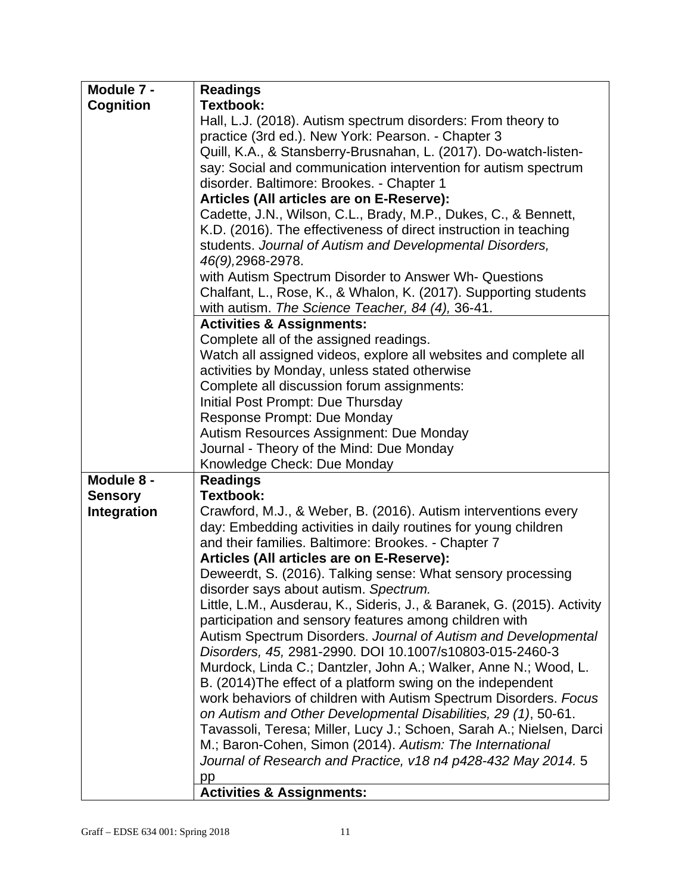| **Module 7 - Cognition** | **Readings**<br>**Textbook:**<br>Hall, L.J. (2018). Autism spectrum disorders: From theory to practice (3rd ed.). New York: Pearson. - Chapter 3<br>Quill, K.A., & Stansberry-Brusnahan, L. (2017). Do-watch-listen-say: Social and communication intervention for autism spectrum disorder. Baltimore: Brookes. - Chapter 1<br>**Articles (All articles are on E-Reserve):**<br>Cadette, J.N., Wilson, C.L., Brady, M.P., Dukes, C., & Bennett, K.D. (2016). The effectiveness of direct instruction in teaching students. *Journal of Autism and Developmental Disorders, 46(9),*2968-2978.<br>with Autism Spectrum Disorder to Answer Wh- Questions<br>Chalfant, L., Rose, K., & Whalon, K. (2017). Supporting students with autism. *The Science Teacher, 84 (4),* 36-41. |
|---|---|
| | **Activities & Assignments:**<br>Complete all of the assigned readings.<br>Watch all assigned videos, explore all websites and complete all activities by Monday, unless stated otherwise<br>Complete all discussion forum assignments:<br>Initial Post Prompt: Due Thursday<br>Response Prompt: Due Monday<br>Autism Resources Assignment: Due Monday<br>Journal - Theory of the Mind: Due Monday<br>Knowledge Check: Due Monday |
| **Module 8 - Sensory Integration** | **Readings**<br>**Textbook:**<br>Crawford, M.J., & Weber, B. (2016). Autism interventions every day: Embedding activities in daily routines for young children and their families. Baltimore: Brookes. - Chapter 7<br>**Articles (All articles are on E-Reserve):**<br>Deweerdt, S. (2016). Talking sense: What sensory processing disorder says about autism. *Spectrum.*<br>Little, L.M., Ausderau, K., Sideris, J., & Baranek, G. (2015). Activity participation and sensory features among children with Autism Spectrum Disorders. *Journal of Autism and Developmental Disorders, 45,* 2981-2990. DOI 10.1007/s10803-015-2460-3<br>Murdock, Linda C.; Dantzler, John A.; Walker, Anne N.; Wood, L. B. (2014)The effect of a platform swing on the independent work behaviors of children with Autism Spectrum Disorders. *Focus on Autism and Other Developmental Disabilities, 29 (1)*, 50-61.<br>Tavassoli, Teresa; Miller, Lucy J.; Schoen, Sarah A.; Nielsen, Darci M.; Baron-Cohen, Simon (2014). *Autism: The International Journal of Research and Practice, v18 n4 p428-432 May 2014.* 5 pp |
| | **Activities & Assignments:** |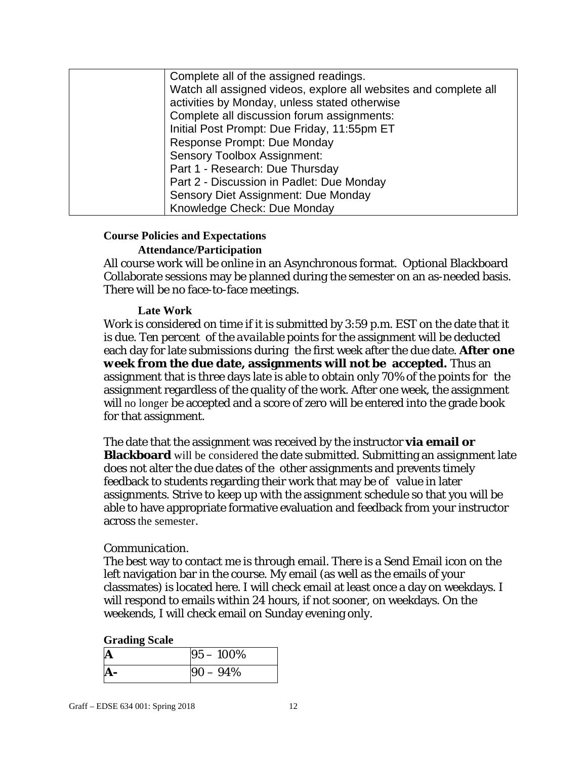| | |
|---|---|
| | Complete all of the assigned readings.<br>Watch all assigned videos, explore all websites and complete all activities by Monday, unless stated otherwise<br>Complete all discussion forum assignments:<br>Initial Post Prompt: Due Friday, 11:55pm ET<br>Response Prompt: Due Monday<br>Sensory Toolbox Assignment:<br>Part 1 - Research: Due Thursday<br>Part 2 - Discussion in Padlet: Due Monday<br>Sensory Diet Assignment: Due Monday<br>Knowledge Check: Due Monday |

## Course Policies and Expectations

### Attendance/Participation

All course work will be online in an Asynchronous format. Optional Blackboard Collaborate sessions may be planned during the semester on an as-needed basis. There will be no face-to-face meetings.

### Late Work

Work is considered on time if it is submitted by 3:59 p.m. EST on the date that it is due. Ten percent of the *available* points for the assignment will be deducted each day for late submissions during the first week after the due date. **After one week from the due date, assignments will not be accepted.** Thus an assignment that is three days late is able to obtain only 70% of the points for the assignment regardless of the quality of the work. After one week, the assignment will no longer be accepted and a score of zero will be entered into the grade book for that assignment.

The date that the assignment was received by the instructor **via email or Blackboard** will be considered the date submitted. Submitting an assignment late does not alter the due dates of the other assignments and prevents timely feedback to students regarding their work that may be of value in later assignments. Strive to keep up with the assignment schedule so that you will be able to have appropriate formative evaluation and feedback from your instructor across the semester.

*Communication.*

The best way to contact me is through email. There is a Send Email icon on the left navigation bar in the course. My email (as well as the emails of your classmates) is located here. I will check email at least once a day on weekdays. I will respond to emails within 24 hours, if not sooner, on weekdays. On the weekends, I will check email on Sunday evening only.

**Grading Scale**

| | |
|---|---|
| **A** | 95 – 100% |
| **A-** | 90 – 94% |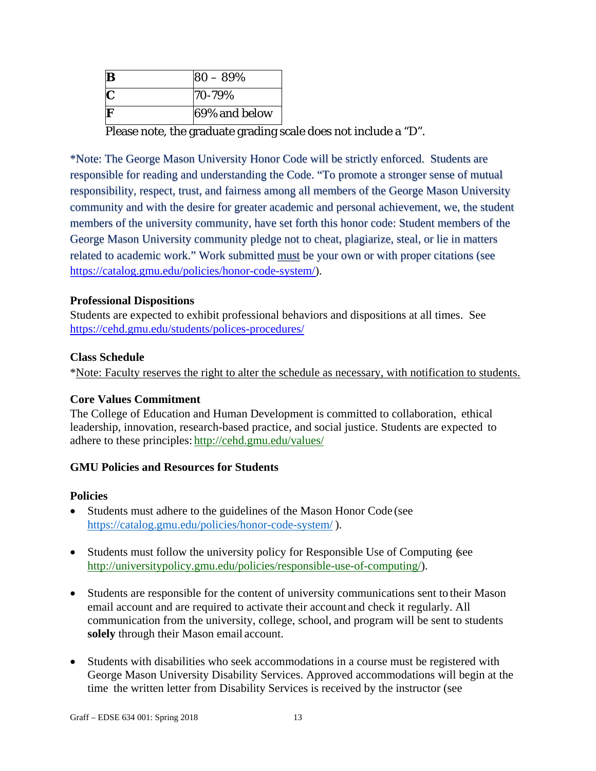| B | 80 – 89% |
|---|---|
| C | 70-79% |
| F | 69% and below |

Please note, the graduate grading scale does not include a "D".

*Note: The George Mason University Honor Code will be strictly enforced. Students are responsible for reading and understanding the Code. "To promote a stronger sense of mutual responsibility, respect, trust, and fairness among all members of the George Mason University community and with the desire for greater academic and personal achievement, we, the student members of the university community, have set forth this honor code: Student members of the George Mason University community pledge not to cheat, plagiarize, steal, or lie in matters related to academic work." Work submitted must be your own or with proper citations (see https://catalog.gmu.edu/policies/honor-code-system/).

**Professional Dispositions**
Students are expected to exhibit professional behaviors and dispositions at all times. See https://cehd.gmu.edu/students/polices-procedures/

**Class Schedule**
*Note: Faculty reserves the right to alter the schedule as necessary, with notification to students.

**Core Values Commitment**
The College of Education and Human Development is committed to collaboration, ethical leadership, innovation, research-based practice, and social justice. Students are expected to adhere to these principles: http://cehd.gmu.edu/values/

**GMU Policies and Resources for Students**

**Policies**

- Students must adhere to the guidelines of the Mason Honor Code (see https://catalog.gmu.edu/policies/honor-code-system/ ).

- Students must follow the university policy for Responsible Use of Computing (see http://universitypolicy.gmu.edu/policies/responsible-use-of-computing/).

- Students are responsible for the content of university communications sent to their Mason email account and are required to activate their account and check it regularly. All communication from the university, college, school, and program will be sent to students **solely** through their Mason email account.

- Students with disabilities who seek accommodations in a course must be registered with George Mason University Disability Services. Approved accommodations will begin at the time the written letter from Disability Services is received by the instructor (see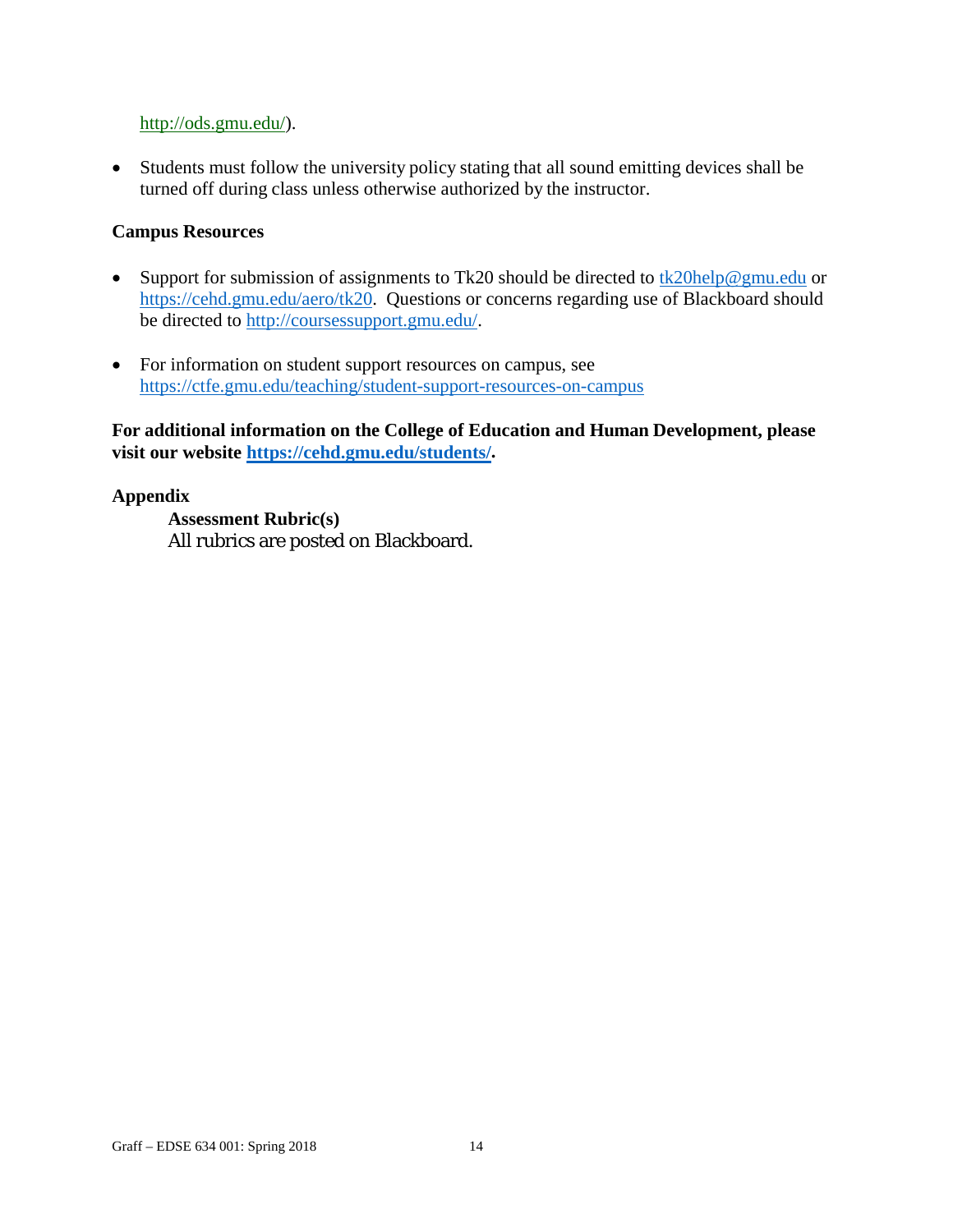http://ods.gmu.edu/).

- Students must follow the university policy stating that all sound emitting devices shall be turned off during class unless otherwise authorized by the instructor.

### Campus Resources

- Support for submission of assignments to Tk20 should be directed to tk20help@gmu.edu or https://cehd.gmu.edu/aero/tk20. Questions or concerns regarding use of Blackboard should be directed to http://coursessupport.gmu.edu/.

- For information on student support resources on campus, see https://ctfe.gmu.edu/teaching/student-support-resources-on-campus

**For additional information on the College of Education and Human Development, please visit our website https://cehd.gmu.edu/students/.**

### Appendix

**Assessment Rubric(s)**

All rubrics are posted on Blackboard.